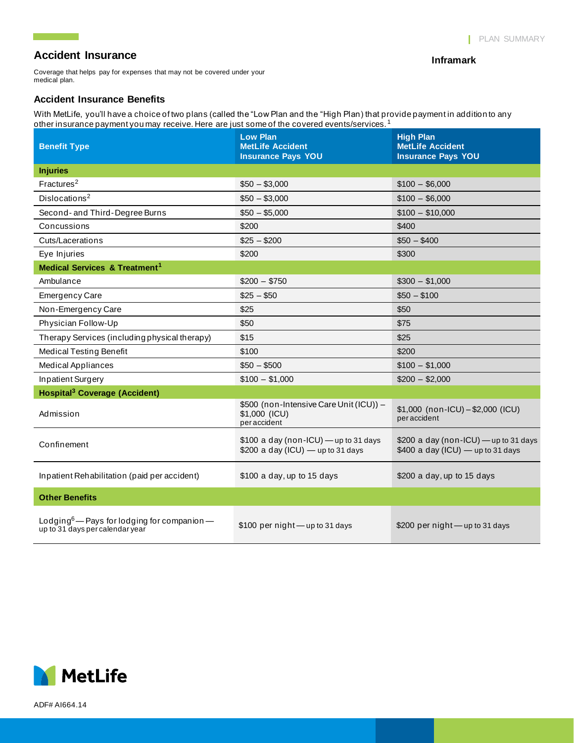PLAN SUMMARY

## Accident Insurance

**Inframark**

Coverage that helps pay for expenses that may not be covered under your medical plan.

### Accident Insurance Benefits

With MetLife, you'll have a choice of two plans (called the "Low Plan and the "High Plan) that provide payment in addition to any other insurance payment you may receive. Here are just some of the covered events/services.[1]

| Benefit Type | Low Plan MetLife Accident Insurance Pays YOU | High Plan MetLife Accident Insurance Pays YOU |
|---|---|---|
| **Injuries** | | |
| Fractures[2] | $50 – $3,000 | $100 – $6,000 |
| Dislocations[2] | $50 – $3,000 | $100 – $6,000 |
| Second- and Third-Degree Burns | $50 – $5,000 | $100 – $10,000 |
| Concussions | $200 | $400 |
| Cuts/Lacerations | $25 – $200 | $50 – $400 |
| Eye Injuries | $200 | $300 |
| **Medical Services & Treatment[1]** | | |
| Ambulance | $200 – $750 | $300 – $1,000 |
| Emergency Care | $25 – $50 | $50 – $100 |
| Non-Emergency Care | $25 | $50 |
| Physician Follow-Up | $50 | $75 |
| Therapy Services (including physical therapy) | $15 | $25 |
| Medical Testing Benefit | $100 | $200 |
| Medical Appliances | $50 – $500 | $100 – $1,000 |
| Inpatient Surgery | $100 – $1,000 | $200 – $2,000 |
| **Hospital[3] Coverage (Accident)** | | |
| Admission | $500 (non-Intensive Care Unit (ICU)) – $1,000 (ICU) per accident | $1,000 (non-ICU) – $2,000 (ICU) per accident |
| Confinement | $100 a day (non-ICU) — up to 31 days<br>$200 a day (ICU) — up to 31 days | $200 a day (non-ICU) — up to 31 days<br>$400 a day (ICU) — up to 31 days |
| Inpatient Rehabilitation (paid per accident) | $100 a day, up to 15 days | $200 a day, up to 15 days |
| **Other Benefits** | | |
| Lodging[6] — Pays for lodging for companion — up to 31 days per calendar year | $100 per night — up to 31 days | $200 per night — up to 31 days |

MetLife

ADF# AI664.14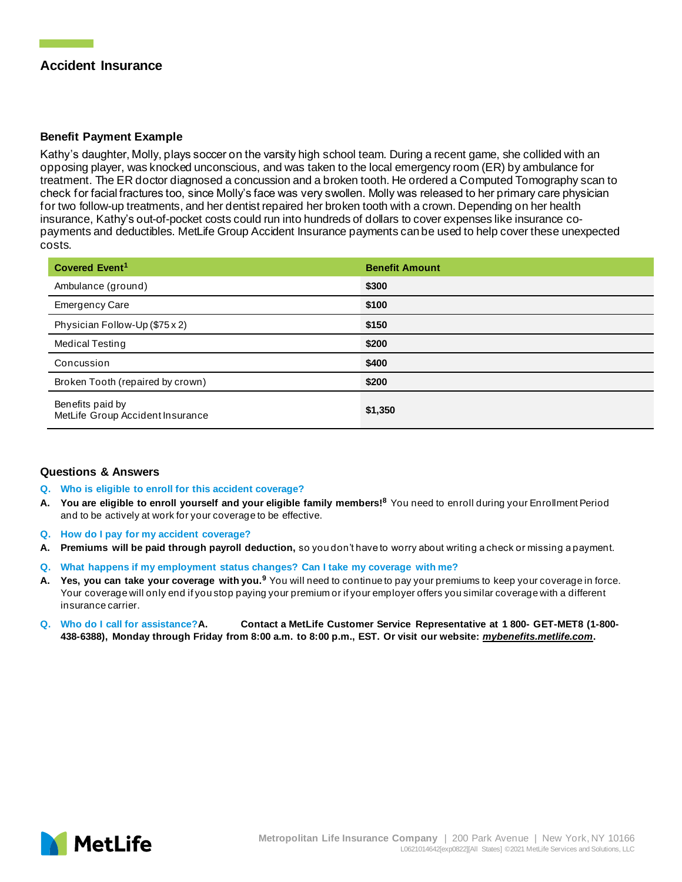## Accident Insurance

### Benefit Payment Example

Kathy's daughter, Molly, plays soccer on the varsity high school team. During a recent game, she collided with an opposing player, was knocked unconscious, and was taken to the local emergency room (ER) by ambulance for treatment. The ER doctor diagnosed a concussion and a broken tooth. He ordered a Computed Tomography scan to check for facial fractures too, since Molly's face was very swollen. Molly was released to her primary care physician for two follow-up treatments, and her dentist repaired her broken tooth with a crown. Depending on her health insurance, Kathy's out-of-pocket costs could run into hundreds of dollars to cover expenses like insurance co-payments and deductibles. MetLife Group Accident Insurance payments can be used to help cover these unexpected costs.

| Covered Event[1] | Benefit Amount |
|---|---|
| Ambulance (ground) | **$300** |
| Emergency Care | **$100** |
| Physician Follow-Up ($75 x 2) | **$150** |
| Medical Testing | **$200** |
| Concussion | **$400** |
| Broken Tooth (repaired by crown) | **$200** |
| Benefits paid by MetLife Group Accident Insurance | **$1,350** |

### Questions & Answers

**Q. Who is eligible to enroll for this accident coverage?**

**A. You are eligible to enroll yourself and your eligible family members![8]** You need to enroll during your Enrollment Period and to be actively at work for your coverage to be effective.

**Q. How do I pay for my accident coverage?**

**A. Premiums will be paid through payroll deduction,** so you don't have to worry about writing a check or missing a payment.

**Q. What happens if my employment status changes? Can I take my coverage with me?**

**A. Yes, you can take your coverage with you.[9]** You will need to continue to pay your premiums to keep your coverage in force. Your coverage will only end if you stop paying your premium or if your employer offers you similar coverage with a different insurance carrier.

**Q. Who do I call for assistance?**

**A. Contact a MetLife Customer Service Representative at 1 800- GET-MET8 (1-800-438-6388), Monday through Friday from 8:00 a.m. to 8:00 p.m., EST. Or visit our website: *mybenefits.metlife.com*.**

Metropolitan Life Insurance Company | 200 Park Avenue | New York, NY 10166
L0621014642[exp0822][All States] ©2021 MetLife Services and Solutions, LLC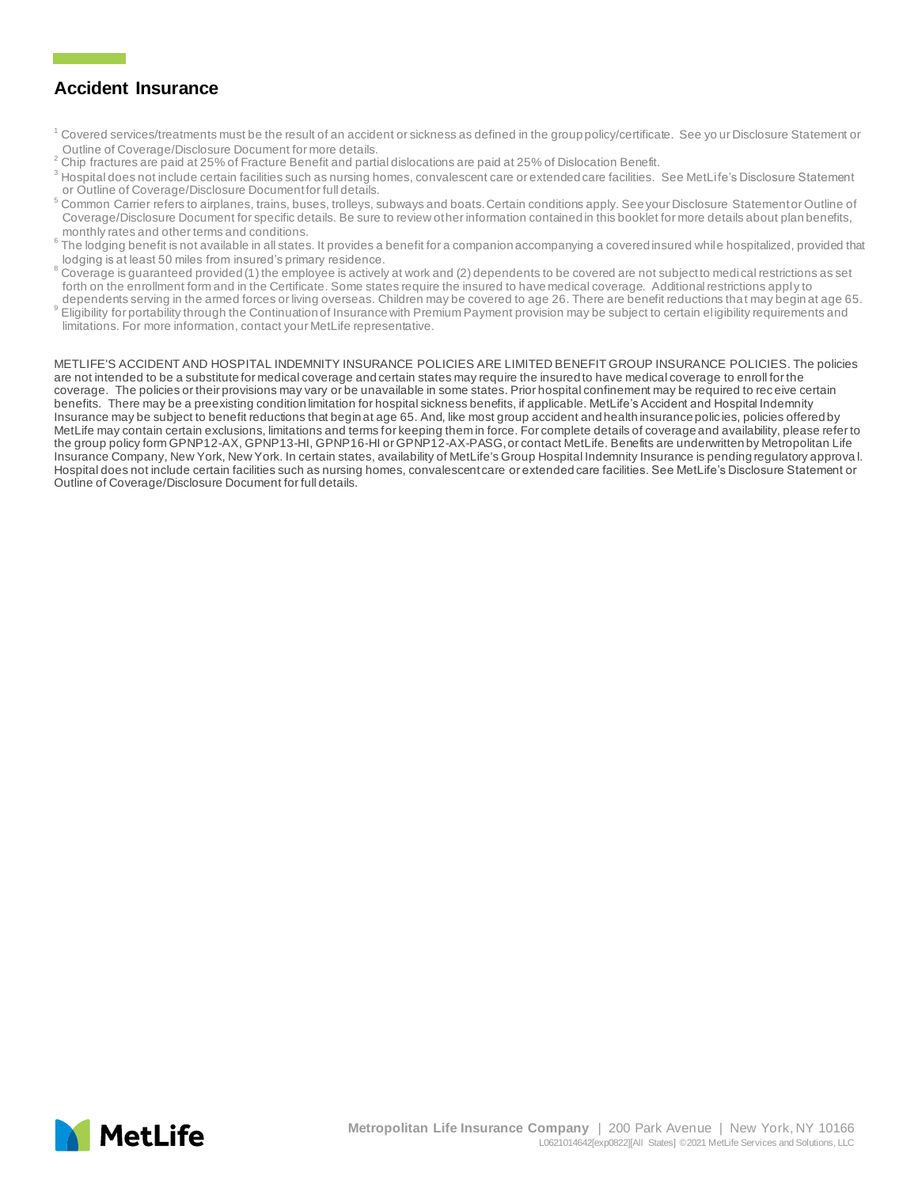## Accident Insurance

[1] Covered services/treatments must be the result of an accident or sickness as defined in the group policy/certificate. See your Disclosure Statement or Outline of Coverage/Disclosure Document for more details.
[2] Chip fractures are paid at 25% of Fracture Benefit and partial dislocations are paid at 25% of Dislocation Benefit.
[3] Hospital does not include certain facilities such as nursing homes, convalescent care or extended care facilities. See MetLife's Disclosure Statement or Outline of Coverage/Disclosure Document for full details.
[5] Common Carrier refers to airplanes, trains, buses, trolleys, subways and boats. Certain conditions apply. See your Disclosure Statement or Outline of Coverage/Disclosure Document for specific details. Be sure to review other information contained in this booklet for more details about plan benefits, monthly rates and other terms and conditions.
[6] The lodging benefit is not available in all states. It provides a benefit for a companion accompanying a covered insured while hospitalized, provided that lodging is at least 50 miles from insured's primary residence.
[8] Coverage is guaranteed provided (1) the employee is actively at work and (2) dependents to be covered are not subject to medical restrictions as set forth on the enrollment form and in the Certificate. Some states require the insured to have medical coverage. Additional restrictions apply to dependents serving in the armed forces or living overseas. Children may be covered to age 26. There are benefit reductions that may begin at age 65.
[9] Eligibility for portability through the Continuation of Insurance with Premium Payment provision may be subject to certain eligibility requirements and limitations. For more information, contact your MetLife representative.

METLIFE'S ACCIDENT AND HOSPITAL INDEMNITY INSURANCE POLICIES ARE LIMITED BENEFIT GROUP INSURANCE POLICIES. The policies are not intended to be a substitute for medical coverage and certain states may require the insured to have medical coverage to enroll for the coverage. The policies or their provisions may vary or be unavailable in some states. Prior hospital confinement may be required to receive certain benefits. There may be a preexisting condition limitation for hospital sickness benefits, if applicable. MetLife's Accident and Hospital Indemnity Insurance may be subject to benefit reductions that begin at age 65. And, like most group accident and health insurance policies, policies offered by MetLife may contain certain exclusions, limitations and terms for keeping them in force. For complete details of coverage and availability, please refer to the group policy form GPNP12-AX, GPNP13-HI, GPNP16-HI or GPNP12-AX-PASG, or contact MetLife. Benefits are underwritten by Metropolitan Life Insurance Company, New York, New York. In certain states, availability of MetLife's Group Hospital Indemnity Insurance is pending regulatory approval. Hospital does not include certain facilities such as nursing homes, convalescent care or extended care facilities. See MetLife's Disclosure Statement or Outline of Coverage/Disclosure Document for full details.

MetLife

**Metropolitan Life Insurance Company** | 200 Park Avenue | New York, NY 10166
L0621014642[exp0822][All States] ©2021 MetLife Services and Solutions, LLC